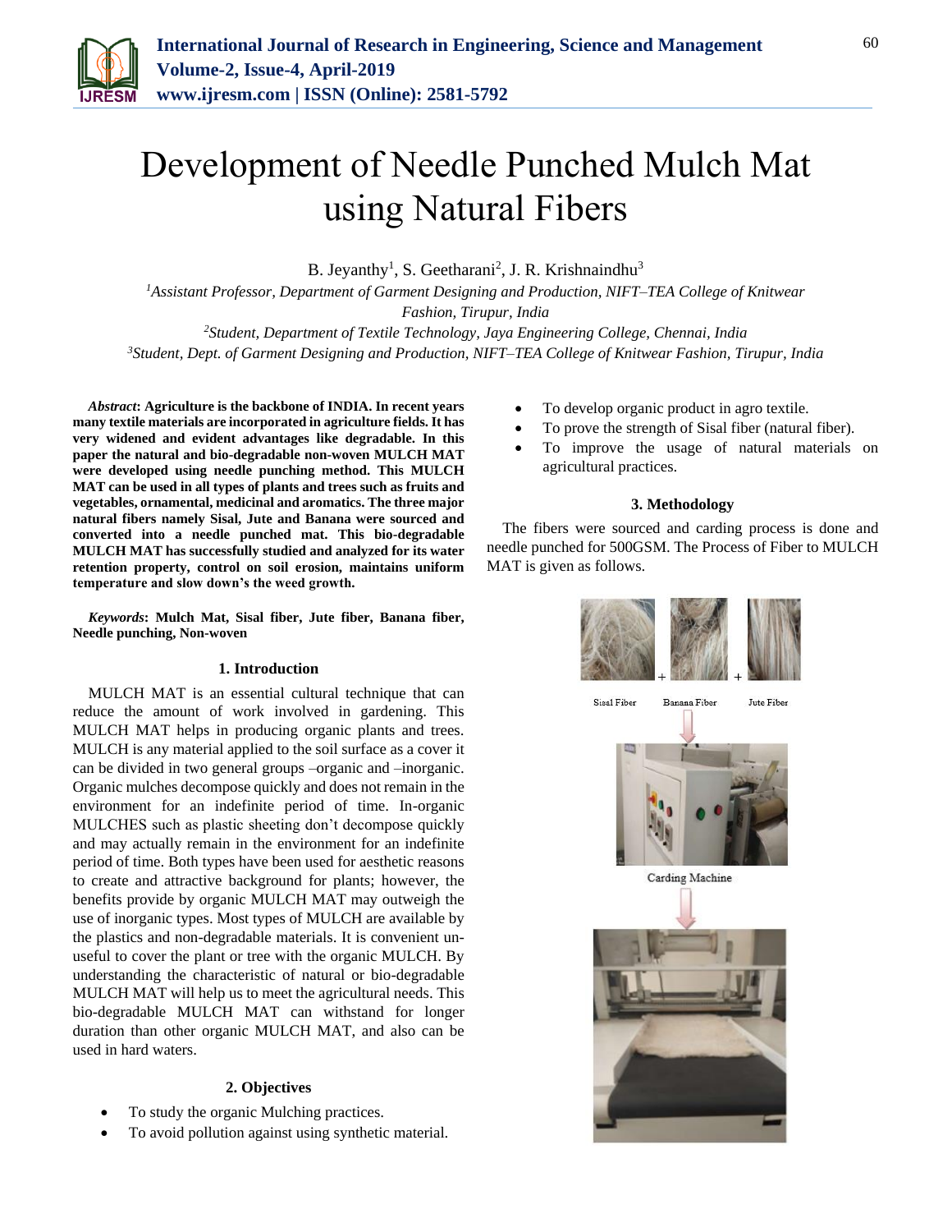# Development of Needle Punched Mulch Mat using Natural Fibers

B. Jeyanthy[1], S. Geetharani[2], J. R. Krishnaindhu[3]

[1]*Assistant Professor, Department of Garment Designing and Production, NIFT–TEA College of Knitwear Fashion, Tirupur, India*

[2]*Student, Department of Textile Technology, Jaya Engineering College, Chennai, India*

[3]*Student, Dept. of Garment Designing and Production, NIFT–TEA College of Knitwear Fashion, Tirupur, India*

***Abstract*: Agriculture is the backbone of INDIA. In recent years many textile materials are incorporated in agriculture fields. It has very widened and evident advantages like degradable. In this paper the natural and bio-degradable non-woven MULCH MAT were developed using needle punching method. This MULCH MAT can be used in all types of plants and trees such as fruits and vegetables, ornamental, medicinal and aromatics. The three major natural fibers namely Sisal, Jute and Banana were sourced and converted into a needle punched mat. This bio-degradable MULCH MAT has successfully studied and analyzed for its water retention property, control on soil erosion, maintains uniform temperature and slow down's the weed growth.**

***Keywords*: Mulch Mat, Sisal fiber, Jute fiber, Banana fiber, Needle punching, Non-woven**

## 1. Introduction

MULCH MAT is an essential cultural technique that can reduce the amount of work involved in gardening. This MULCH MAT helps in producing organic plants and trees. MULCH is any material applied to the soil surface as a cover it can be divided in two general groups –organic and –inorganic. Organic mulches decompose quickly and does not remain in the environment for an indefinite period of time. In-organic MULCHES such as plastic sheeting don't decompose quickly and may actually remain in the environment for an indefinite period of time. Both types have been used for aesthetic reasons to create and attractive background for plants; however, the benefits provide by organic MULCH MAT may outweigh the use of inorganic types. Most types of MULCH are available by the plastics and non-degradable materials. It is convenient un-useful to cover the plant or tree with the organic MULCH. By understanding the characteristic of natural or bio-degradable MULCH MAT will help us to meet the agricultural needs. This bio-degradable MULCH MAT can withstand for longer duration than other organic MULCH MAT, and also can be used in hard waters.

## 2. Objectives

- To study the organic Mulching practices.
- To avoid pollution against using synthetic material.
- To develop organic product in agro textile.
- To prove the strength of Sisal fiber (natural fiber).
- To improve the usage of natural materials on agricultural practices.

## 3. Methodology

The fibers were sourced and carding process is done and needle punched for 500GSM. The Process of Fiber to MULCH MAT is given as follows.

Sisal Fiber + Banana Fiber + Jute Fiber

Carding Machine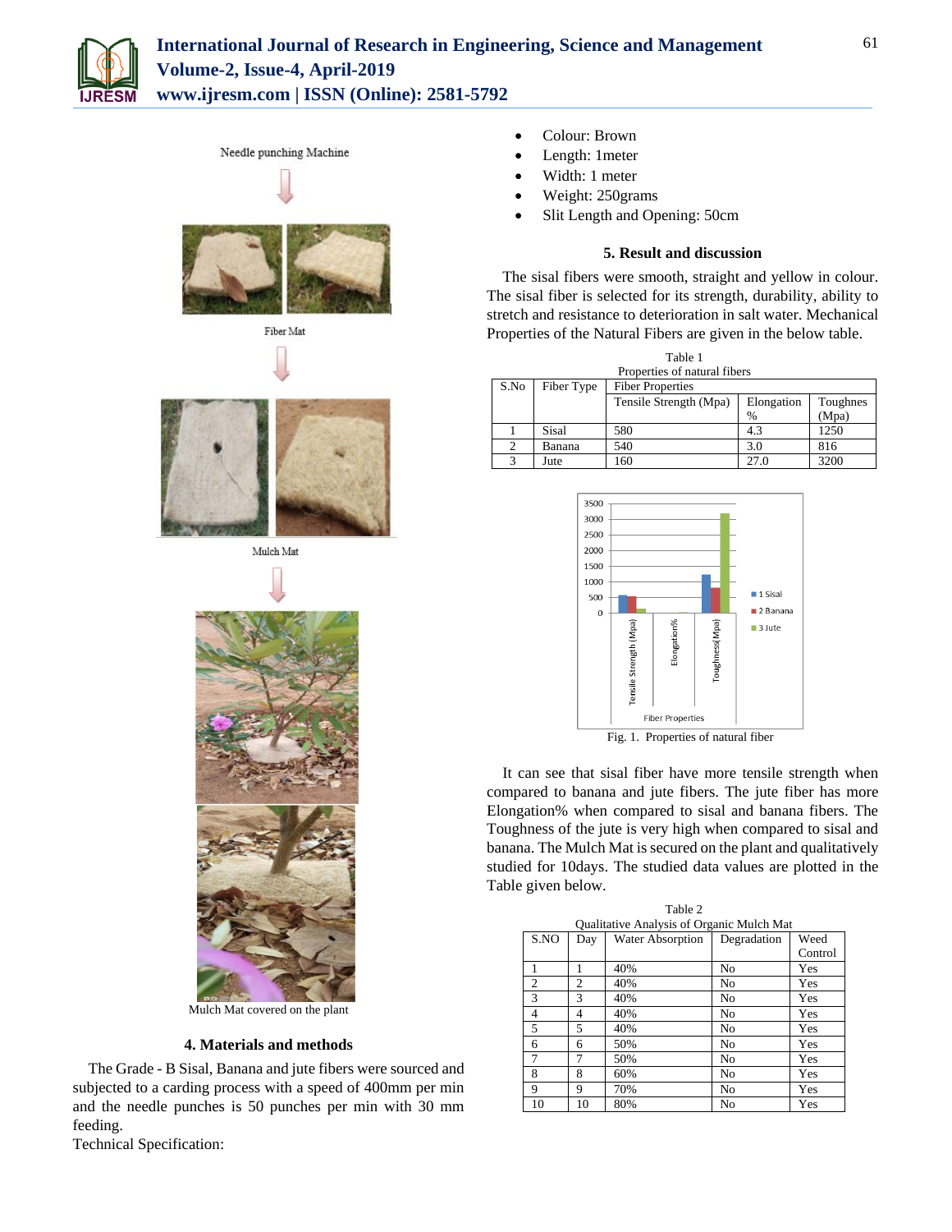Needle punching Machine

Fiber Mat

Mulch Mat

Mulch Mat covered on the plant

## 4. Materials and methods

The Grade - B Sisal, Banana and jute fibers were sourced and subjected to a carding process with a speed of 400mm per min and the needle punches is 50 punches per min with 30 mm feeding.

Technical Specification:

- Colour: Brown
- Length: 1meter
- Width: 1 meter
- Weight: 250grams
- Slit Length and Opening: 50cm

## 5. Result and discussion

The sisal fibers were smooth, straight and yellow in colour. The sisal fiber is selected for its strength, durability, ability to stretch and resistance to deterioration in salt water. Mechanical Properties of the Natural Fibers are given in the below table.

Table 1
Properties of natural fibers

| S.No | Fiber Type | Fiber Properties | | |
|---|---|---|---|---|
| | | Tensile Strength (Mpa) | Elongation % | Toughnes (Mpa) |
| 1 | Sisal | 580 | 4.3 | 1250 |
| 2 | Banana | 540 | 3.0 | 816 |
| 3 | Jute | 160 | 27.0 | 3200 |

Fig. 1. Properties of natural fiber

It can see that sisal fiber have more tensile strength when compared to banana and jute fibers. The jute fiber has more Elongation% when compared to sisal and banana fibers. The Toughness of the jute is very high when compared to sisal and banana. The Mulch Mat is secured on the plant and qualitatively studied for 10days. The studied data values are plotted in the Table given below.

Table 2
Qualitative Analysis of Organic Mulch Mat

| S.NO | Day | Water Absorption | Degradation | Weed Control |
|---|---|---|---|---|
| 1 | 1 | 40% | No | Yes |
| 2 | 2 | 40% | No | Yes |
| 3 | 3 | 40% | No | Yes |
| 4 | 4 | 40% | No | Yes |
| 5 | 5 | 40% | No | Yes |
| 6 | 6 | 50% | No | Yes |
| 7 | 7 | 50% | No | Yes |
| 8 | 8 | 60% | No | Yes |
| 9 | 9 | 70% | No | Yes |
| 10 | 10 | 80% | No | Yes |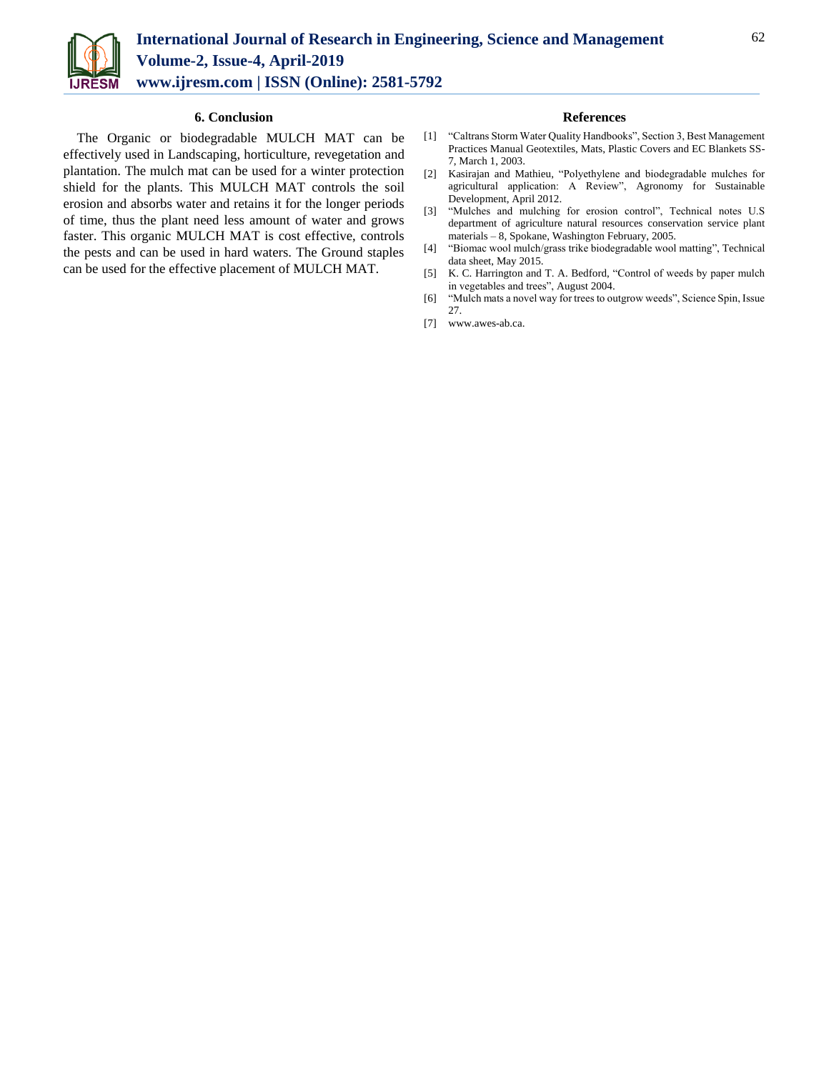## 6. Conclusion

The Organic or biodegradable MULCH MAT can be effectively used in Landscaping, horticulture, revegetation and plantation. The mulch mat can be used for a winter protection shield for the plants. This MULCH MAT controls the soil erosion and absorbs water and retains it for the longer periods of time, thus the plant need less amount of water and grows faster. This organic MULCH MAT is cost effective, controls the pests and can be used in hard waters. The Ground staples can be used for the effective placement of MULCH MAT.

## References

[1] "Caltrans Storm Water Quality Handbooks", Section 3, Best Management Practices Manual Geotextiles, Mats, Plastic Covers and EC Blankets SS-7, March 1, 2003.

[2] Kasirajan and Mathieu, "Polyethylene and biodegradable mulches for agricultural application: A Review", Agronomy for Sustainable Development, April 2012.

[3] "Mulches and mulching for erosion control", Technical notes U.S department of agriculture natural resources conservation service plant materials – 8, Spokane, Washington February, 2005.

[4] "Biomac wool mulch/grass trike biodegradable wool matting", Technical data sheet, May 2015.

[5] K. C. Harrington and T. A. Bedford, "Control of weeds by paper mulch in vegetables and trees", August 2004.

[6] "Mulch mats a novel way for trees to outgrow weeds", Science Spin, Issue 27.

[7] www.awes-ab.ca.